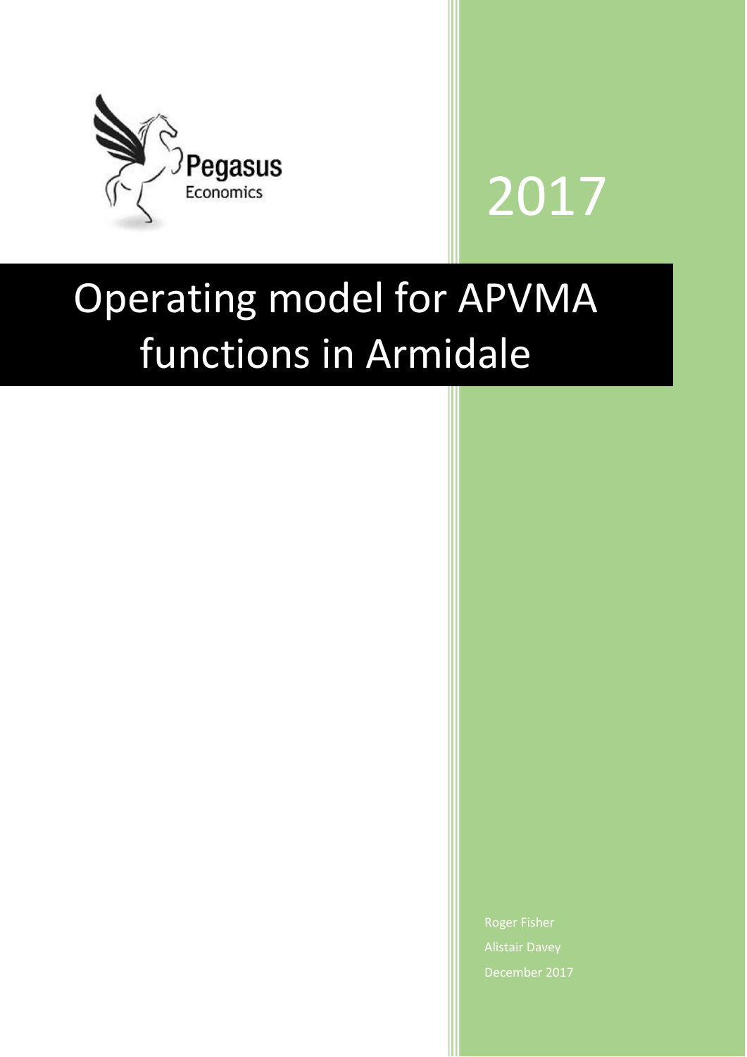Pegasus Economics

2017

# Operating model for APVMA functions in Armidale

Roger Fisher

Alistair Davey

December 2017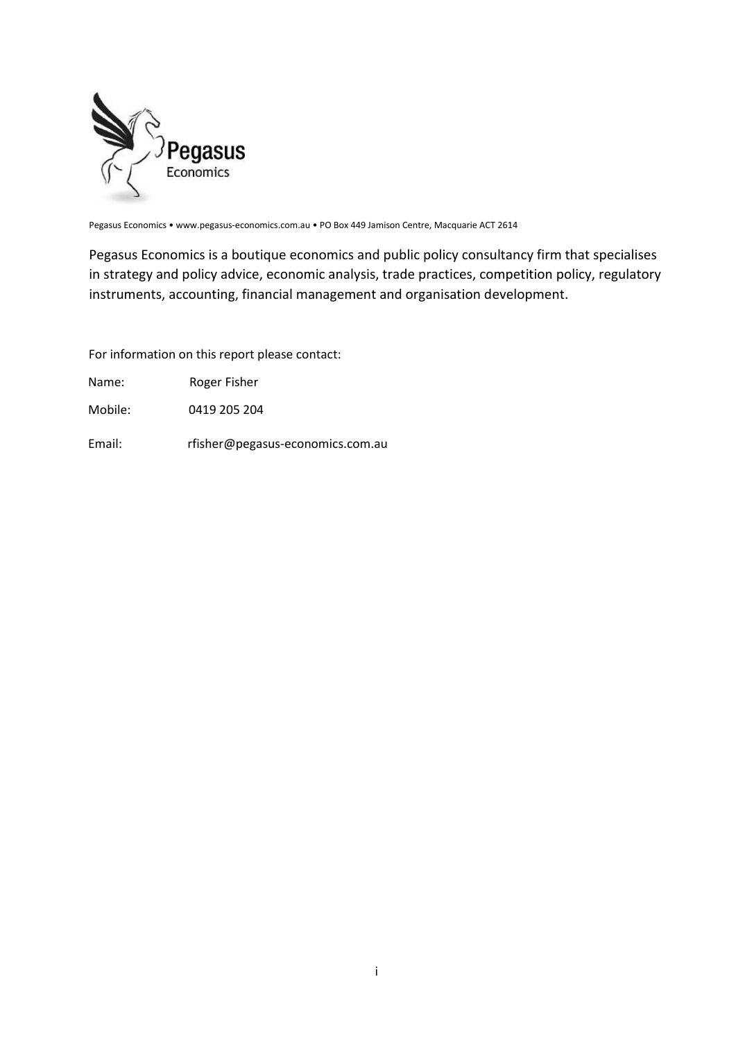Pegasus Economics • www.pegasus-economics.com.au • PO Box 449 Jamison Centre, Macquarie ACT 2614

Pegasus Economics is a boutique economics and public policy consultancy firm that specialises in strategy and policy advice, economic analysis, trade practices, competition policy, regulatory instruments, accounting, financial management and organisation development.

For information on this report please contact:

Name: Roger Fisher

Mobile: 0419 205 204

Email: rfisher@pegasus-economics.com.au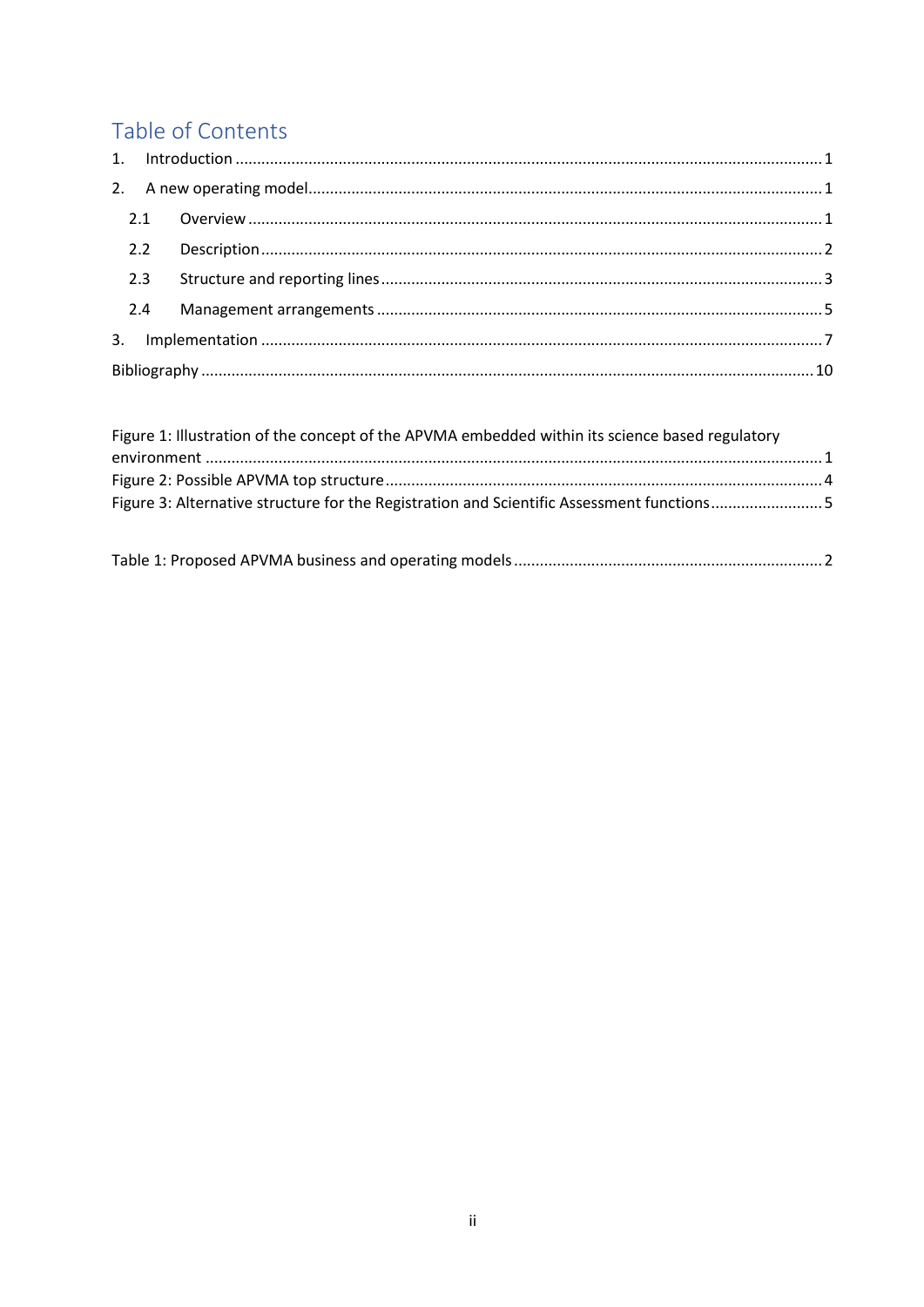# Table of Contents

1. Introduction ........................................................................................................................ 1
2. A new operating model........................................................................................................ 1
   - 2.1 Overview ..................................................................................................................... 1
   - 2.2 Description .................................................................................................................. 2
   - 2.3 Structure and reporting lines ....................................................................................... 3
   - 2.4 Management arrangements ........................................................................................ 5
3. Implementation .................................................................................................................. 7

Bibliography ............................................................................................................................ 10

Figure 1: Illustration of the concept of the APVMA embedded within its science based regulatory environment ............................................................................................................................. 1
Figure 2: Possible APVMA top structure .................................................................................... 4
Figure 3: Alternative structure for the Registration and Scientific Assessment functions .......................... 5

Table 1: Proposed APVMA business and operating models ....................................................... 2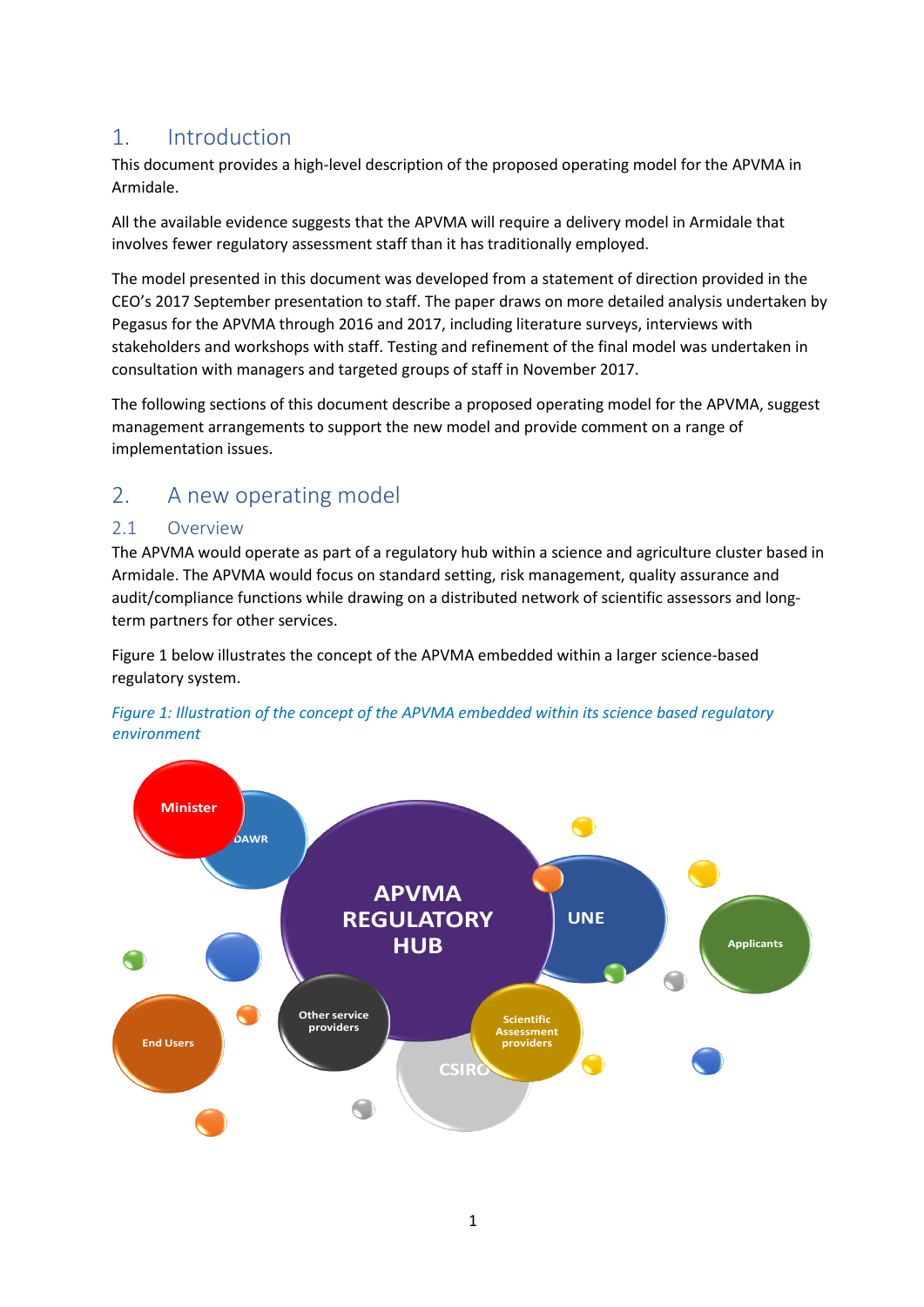# 1. Introduction

This document provides a high-level description of the proposed operating model for the APVMA in Armidale.

All the available evidence suggests that the APVMA will require a delivery model in Armidale that involves fewer regulatory assessment staff than it has traditionally employed.

The model presented in this document was developed from a statement of direction provided in the CEO's 2017 September presentation to staff. The paper draws on more detailed analysis undertaken by Pegasus for the APVMA through 2016 and 2017, including literature surveys, interviews with stakeholders and workshops with staff. Testing and refinement of the final model was undertaken in consultation with managers and targeted groups of staff in November 2017.

The following sections of this document describe a proposed operating model for the APVMA, suggest management arrangements to support the new model and provide comment on a range of implementation issues.

# 2. A new operating model

## 2.1 Overview

The APVMA would operate as part of a regulatory hub within a science and agriculture cluster based in Armidale. The APVMA would focus on standard setting, risk management, quality assurance and audit/compliance functions while drawing on a distributed network of scientific assessors and long-term partners for other services.

Figure 1 below illustrates the concept of the APVMA embedded within a larger science-based regulatory system.

*Figure 1: Illustration of the concept of the APVMA embedded within its science based regulatory environment*

Minister

DAWR

APVMA REGULATORY HUB

UNE

Applicants

End Users

Other service providers

Scientific Assessment providers

CSIRO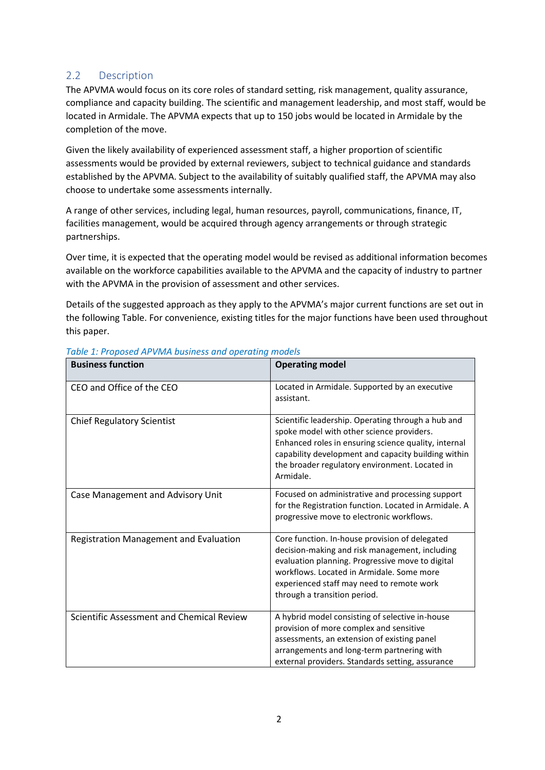## 2.2 Description

The APVMA would focus on its core roles of standard setting, risk management, quality assurance, compliance and capacity building. The scientific and management leadership, and most staff, would be located in Armidale. The APVMA expects that up to 150 jobs would be located in Armidale by the completion of the move.

Given the likely availability of experienced assessment staff, a higher proportion of scientific assessments would be provided by external reviewers, subject to technical guidance and standards established by the APVMA. Subject to the availability of suitably qualified staff, the APVMA may also choose to undertake some assessments internally.

A range of other services, including legal, human resources, payroll, communications, finance, IT, facilities management, would be acquired through agency arrangements or through strategic partnerships.

Over time, it is expected that the operating model would be revised as additional information becomes available on the workforce capabilities available to the APVMA and the capacity of industry to partner with the APVMA in the provision of assessment and other services.

Details of the suggested approach as they apply to the APVMA's major current functions are set out in the following Table. For convenience, existing titles for the major functions have been used throughout this paper.

*Table 1: Proposed APVMA business and operating models*

| Business function | Operating model |
|---|---|
| CEO and Office of the CEO | Located in Armidale. Supported by an executive assistant. |
| Chief Regulatory Scientist | Scientific leadership. Operating through a hub and spoke model with other science providers. Enhanced roles in ensuring science quality, internal capability development and capacity building within the broader regulatory environment. Located in Armidale. |
| Case Management and Advisory Unit | Focused on administrative and processing support for the Registration function. Located in Armidale. A progressive move to electronic workflows. |
| Registration Management and Evaluation | Core function. In-house provision of delegated decision-making and risk management, including evaluation planning. Progressive move to digital workflows. Located in Armidale. Some more experienced staff may need to remote work through a transition period. |
| Scientific Assessment and Chemical Review | A hybrid model consisting of selective in-house provision of more complex and sensitive assessments, an extension of existing panel arrangements and long-term partnering with external providers. Standards setting, assurance |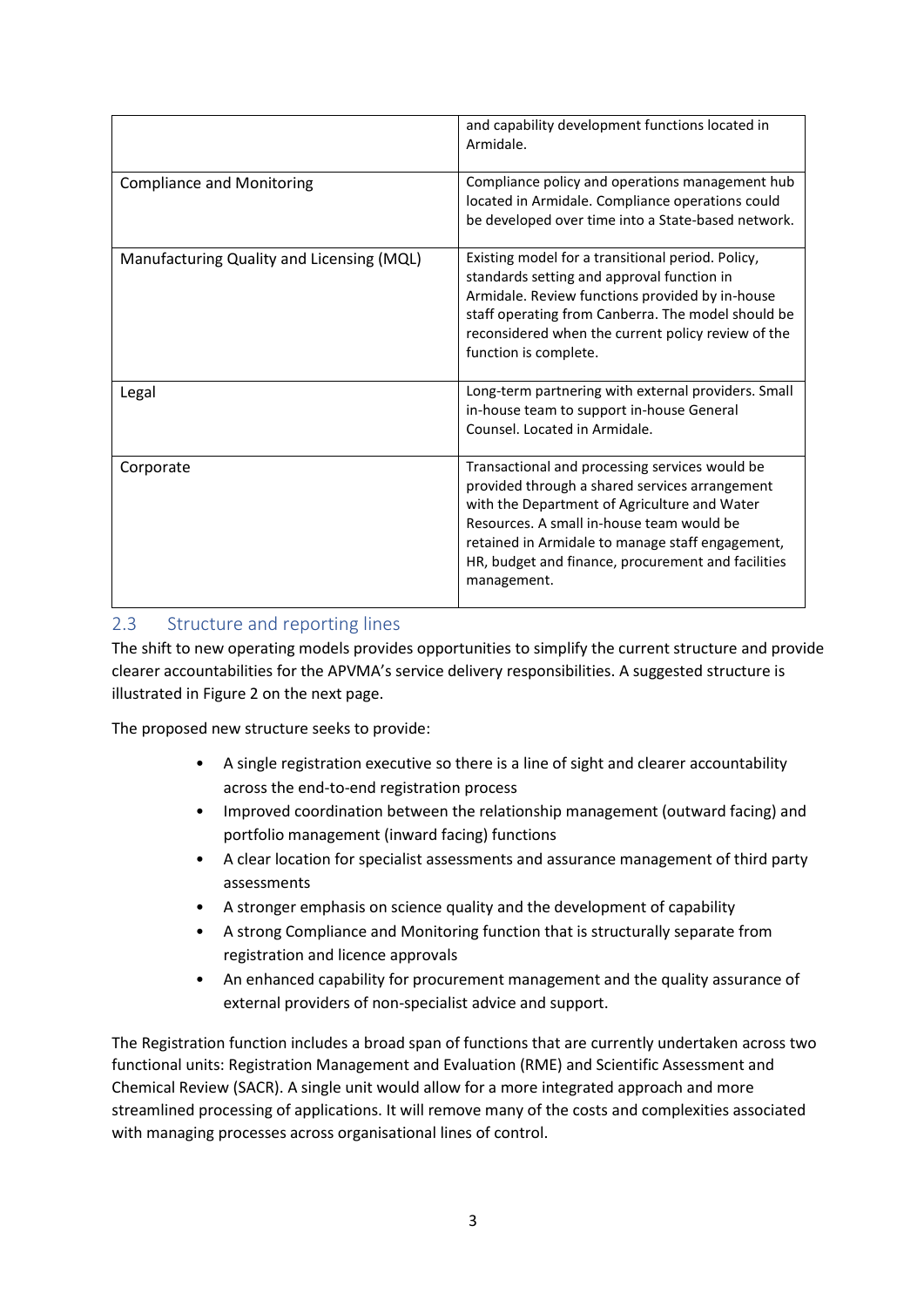| | |
|---|---|
| | and capability development functions located in Armidale. |
| Compliance and Monitoring | Compliance policy and operations management hub located in Armidale. Compliance operations could be developed over time into a State-based network. |
| Manufacturing Quality and Licensing (MQL) | Existing model for a transitional period. Policy, standards setting and approval function in Armidale. Review functions provided by in-house staff operating from Canberra. The model should be reconsidered when the current policy review of the function is complete. |
| Legal | Long-term partnering with external providers. Small in-house team to support in-house General Counsel. Located in Armidale. |
| Corporate | Transactional and processing services would be provided through a shared services arrangement with the Department of Agriculture and Water Resources. A small in-house team would be retained in Armidale to manage staff engagement, HR, budget and finance, procurement and facilities management. |

## 2.3 Structure and reporting lines

The shift to new operating models provides opportunities to simplify the current structure and provide clearer accountabilities for the APVMA's service delivery responsibilities. A suggested structure is illustrated in Figure 2 on the next page.

The proposed new structure seeks to provide:

- A single registration executive so there is a line of sight and clearer accountability across the end-to-end registration process
- Improved coordination between the relationship management (outward facing) and portfolio management (inward facing) functions
- A clear location for specialist assessments and assurance management of third party assessments
- A stronger emphasis on science quality and the development of capability
- A strong Compliance and Monitoring function that is structurally separate from registration and licence approvals
- An enhanced capability for procurement management and the quality assurance of external providers of non-specialist advice and support.

The Registration function includes a broad span of functions that are currently undertaken across two functional units: Registration Management and Evaluation (RME) and Scientific Assessment and Chemical Review (SACR). A single unit would allow for a more integrated approach and more streamlined processing of applications. It will remove many of the costs and complexities associated with managing processes across organisational lines of control.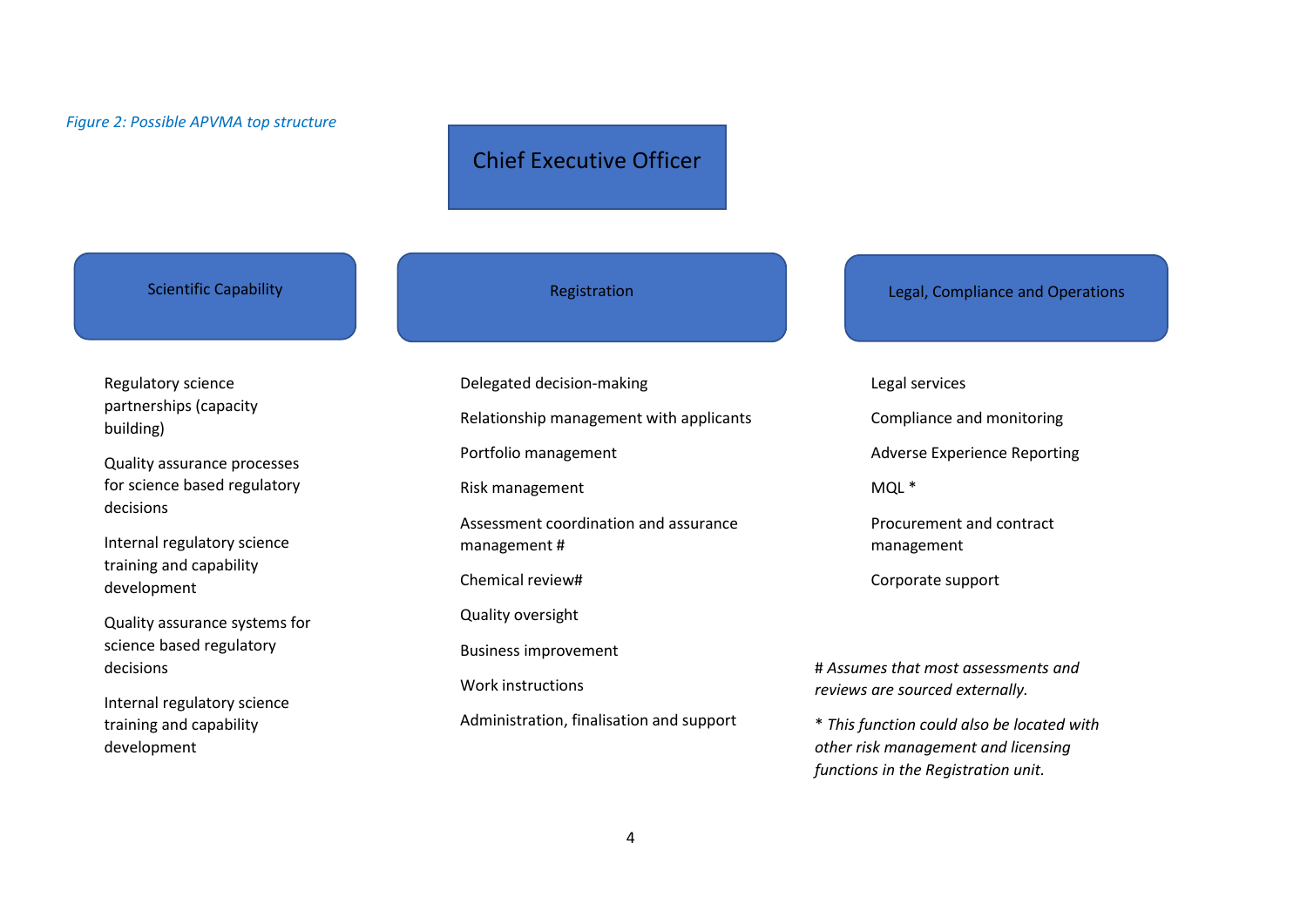*Figure 2: Possible APVMA top structure*

**Chief Executive Officer**

### Scientific Capability

Regulatory science partnerships (capacity building)

Quality assurance processes for science based regulatory decisions

Internal regulatory science training and capability development

Quality assurance systems for science based regulatory decisions

Internal regulatory science training and capability development

### Registration

Delegated decision-making

Relationship management with applicants

Portfolio management

Risk management

Assessment coordination and assurance management #

Chemical review#

Quality oversight

Business improvement

Work instructions

Administration, finalisation and support

### Legal, Compliance and Operations

Legal services

Compliance and monitoring

Adverse Experience Reporting

MQL *

Procurement and contract management

Corporate support

*# Assumes that most assessments and reviews are sourced externally.*

** This function could also be located with other risk management and licensing functions in the Registration unit.*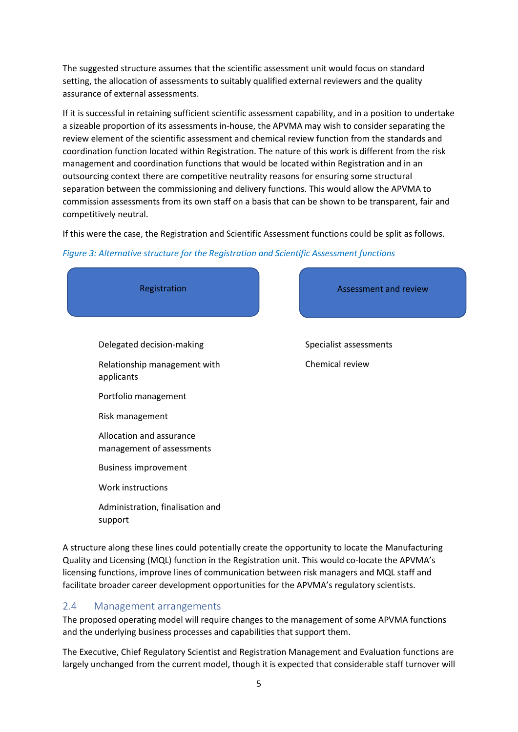The suggested structure assumes that the scientific assessment unit would focus on standard setting, the allocation of assessments to suitably qualified external reviewers and the quality assurance of external assessments.

If it is successful in retaining sufficient scientific assessment capability, and in a position to undertake a sizeable proportion of its assessments in-house, the APVMA may wish to consider separating the review element of the scientific assessment and chemical review function from the standards and coordination function located within Registration. The nature of this work is different from the risk management and coordination functions that would be located within Registration and in an outsourcing context there are competitive neutrality reasons for ensuring some structural separation between the commissioning and delivery functions. This would allow the APVMA to commission assessments from its own staff on a basis that can be shown to be transparent, fair and competitively neutral.

If this were the case, the Registration and Scientific Assessment functions could be split as follows.

*Figure 3: Alternative structure for the Registration and Scientific Assessment functions*

| Registration | Assessment and review |
|---|---|
| Delegated decision-making | Specialist assessments |
| Relationship management with applicants | Chemical review |
| Portfolio management | |
| Risk management | |
| Allocation and assurance management of assessments | |
| Business improvement | |
| Work instructions | |
| Administration, finalisation and support | |

A structure along these lines could potentially create the opportunity to locate the Manufacturing Quality and Licensing (MQL) function in the Registration unit. This would co-locate the APVMA's licensing functions, improve lines of communication between risk managers and MQL staff and facilitate broader career development opportunities for the APVMA's regulatory scientists.

## 2.4 Management arrangements

The proposed operating model will require changes to the management of some APVMA functions and the underlying business processes and capabilities that support them.

The Executive, Chief Regulatory Scientist and Registration Management and Evaluation functions are largely unchanged from the current model, though it is expected that considerable staff turnover will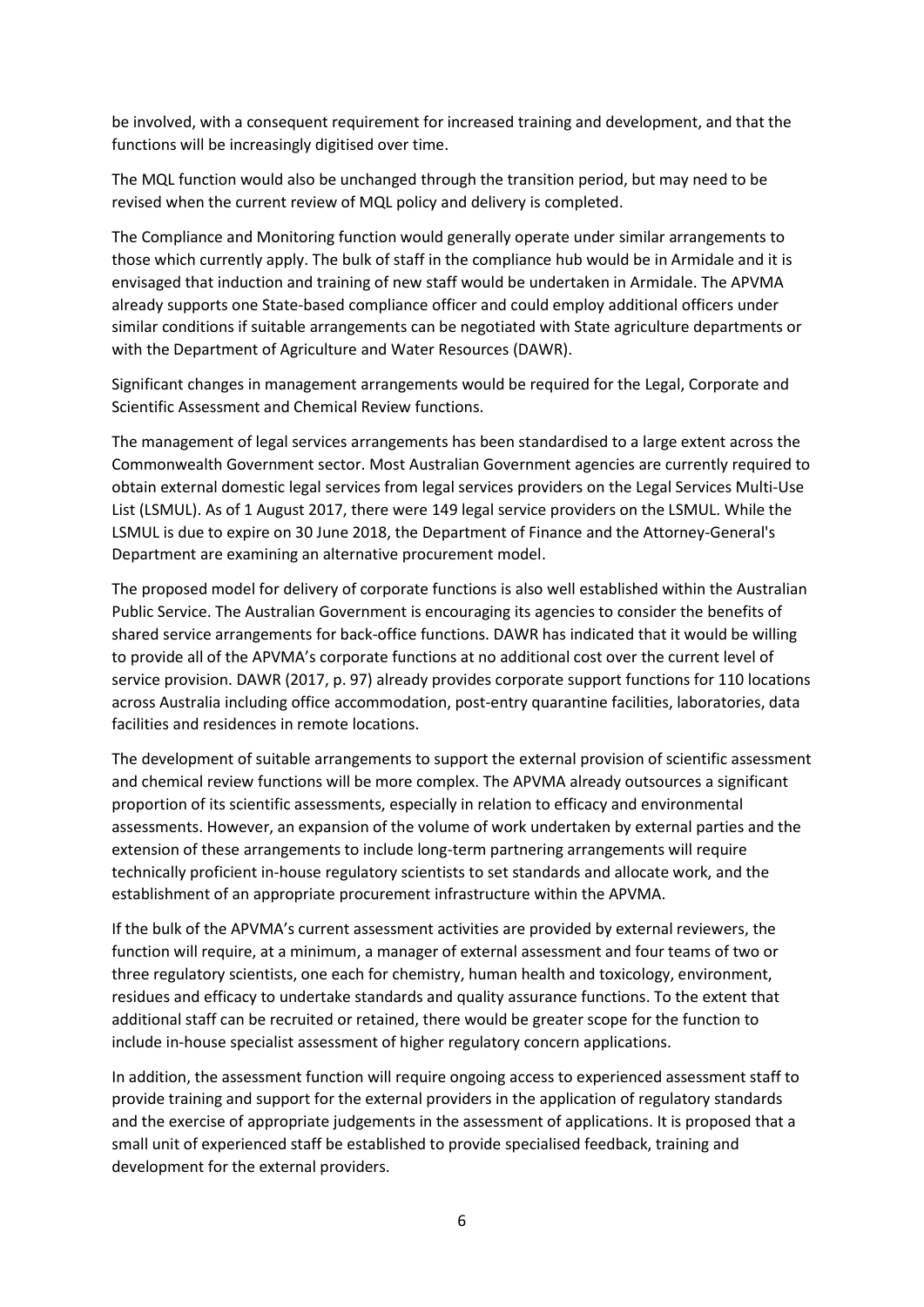be involved, with a consequent requirement for increased training and development, and that the functions will be increasingly digitised over time.

The MQL function would also be unchanged through the transition period, but may need to be revised when the current review of MQL policy and delivery is completed.

The Compliance and Monitoring function would generally operate under similar arrangements to those which currently apply. The bulk of staff in the compliance hub would be in Armidale and it is envisaged that induction and training of new staff would be undertaken in Armidale. The APVMA already supports one State-based compliance officer and could employ additional officers under similar conditions if suitable arrangements can be negotiated with State agriculture departments or with the Department of Agriculture and Water Resources (DAWR).

Significant changes in management arrangements would be required for the Legal, Corporate and Scientific Assessment and Chemical Review functions.

The management of legal services arrangements has been standardised to a large extent across the Commonwealth Government sector. Most Australian Government agencies are currently required to obtain external domestic legal services from legal services providers on the Legal Services Multi-Use List (LSMUL). As of 1 August 2017, there were 149 legal service providers on the LSMUL. While the LSMUL is due to expire on 30 June 2018, the Department of Finance and the Attorney-General's Department are examining an alternative procurement model.

The proposed model for delivery of corporate functions is also well established within the Australian Public Service. The Australian Government is encouraging its agencies to consider the benefits of shared service arrangements for back-office functions. DAWR has indicated that it would be willing to provide all of the APVMA's corporate functions at no additional cost over the current level of service provision. DAWR (2017, p. 97) already provides corporate support functions for 110 locations across Australia including office accommodation, post-entry quarantine facilities, laboratories, data facilities and residences in remote locations.

The development of suitable arrangements to support the external provision of scientific assessment and chemical review functions will be more complex. The APVMA already outsources a significant proportion of its scientific assessments, especially in relation to efficacy and environmental assessments. However, an expansion of the volume of work undertaken by external parties and the extension of these arrangements to include long-term partnering arrangements will require technically proficient in-house regulatory scientists to set standards and allocate work, and the establishment of an appropriate procurement infrastructure within the APVMA.

If the bulk of the APVMA's current assessment activities are provided by external reviewers, the function will require, at a minimum, a manager of external assessment and four teams of two or three regulatory scientists, one each for chemistry, human health and toxicology, environment, residues and efficacy to undertake standards and quality assurance functions. To the extent that additional staff can be recruited or retained, there would be greater scope for the function to include in-house specialist assessment of higher regulatory concern applications.

In addition, the assessment function will require ongoing access to experienced assessment staff to provide training and support for the external providers in the application of regulatory standards and the exercise of appropriate judgements in the assessment of applications. It is proposed that a small unit of experienced staff be established to provide specialised feedback, training and development for the external providers.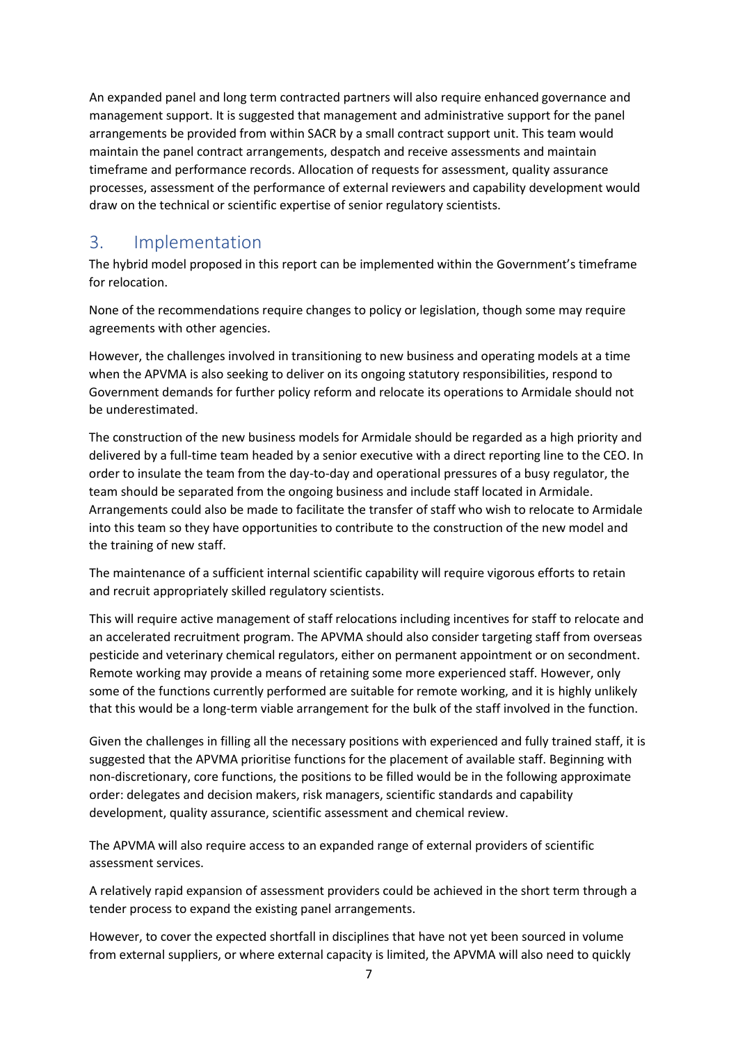An expanded panel and long term contracted partners will also require enhanced governance and management support. It is suggested that management and administrative support for the panel arrangements be provided from within SACR by a small contract support unit. This team would maintain the panel contract arrangements, despatch and receive assessments and maintain timeframe and performance records. Allocation of requests for assessment, quality assurance processes, assessment of the performance of external reviewers and capability development would draw on the technical or scientific expertise of senior regulatory scientists.

## 3. Implementation

The hybrid model proposed in this report can be implemented within the Government's timeframe for relocation.

None of the recommendations require changes to policy or legislation, though some may require agreements with other agencies.

However, the challenges involved in transitioning to new business and operating models at a time when the APVMA is also seeking to deliver on its ongoing statutory responsibilities, respond to Government demands for further policy reform and relocate its operations to Armidale should not be underestimated.

The construction of the new business models for Armidale should be regarded as a high priority and delivered by a full-time team headed by a senior executive with a direct reporting line to the CEO. In order to insulate the team from the day-to-day and operational pressures of a busy regulator, the team should be separated from the ongoing business and include staff located in Armidale. Arrangements could also be made to facilitate the transfer of staff who wish to relocate to Armidale into this team so they have opportunities to contribute to the construction of the new model and the training of new staff.

The maintenance of a sufficient internal scientific capability will require vigorous efforts to retain and recruit appropriately skilled regulatory scientists.

This will require active management of staff relocations including incentives for staff to relocate and an accelerated recruitment program. The APVMA should also consider targeting staff from overseas pesticide and veterinary chemical regulators, either on permanent appointment or on secondment. Remote working may provide a means of retaining some more experienced staff. However, only some of the functions currently performed are suitable for remote working, and it is highly unlikely that this would be a long-term viable arrangement for the bulk of the staff involved in the function.

Given the challenges in filling all the necessary positions with experienced and fully trained staff, it is suggested that the APVMA prioritise functions for the placement of available staff. Beginning with non-discretionary, core functions, the positions to be filled would be in the following approximate order: delegates and decision makers, risk managers, scientific standards and capability development, quality assurance, scientific assessment and chemical review.

The APVMA will also require access to an expanded range of external providers of scientific assessment services.

A relatively rapid expansion of assessment providers could be achieved in the short term through a tender process to expand the existing panel arrangements.

However, to cover the expected shortfall in disciplines that have not yet been sourced in volume from external suppliers, or where external capacity is limited, the APVMA will also need to quickly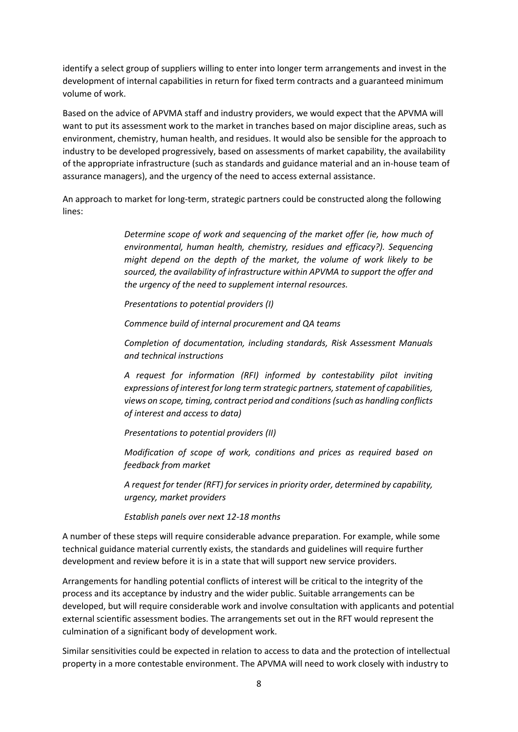identify a select group of suppliers willing to enter into longer term arrangements and invest in the development of internal capabilities in return for fixed term contracts and a guaranteed minimum volume of work.

Based on the advice of APVMA staff and industry providers, we would expect that the APVMA will want to put its assessment work to the market in tranches based on major discipline areas, such as environment, chemistry, human health, and residues. It would also be sensible for the approach to industry to be developed progressively, based on assessments of market capability, the availability of the appropriate infrastructure (such as standards and guidance material and an in-house team of assurance managers), and the urgency of the need to access external assistance.

An approach to market for long-term, strategic partners could be constructed along the following lines:

> *Determine scope of work and sequencing of the market offer (ie, how much of environmental, human health, chemistry, residues and efficacy?). Sequencing might depend on the depth of the market, the volume of work likely to be sourced, the availability of infrastructure within APVMA to support the offer and the urgency of the need to supplement internal resources.*
>
> *Presentations to potential providers (I)*
>
> *Commence build of internal procurement and QA teams*
>
> *Completion of documentation, including standards, Risk Assessment Manuals and technical instructions*
>
> *A request for information (RFI) informed by contestability pilot inviting expressions of interest for long term strategic partners, statement of capabilities, views on scope, timing, contract period and conditions (such as handling conflicts of interest and access to data)*
>
> *Presentations to potential providers (II)*
>
> *Modification of scope of work, conditions and prices as required based on feedback from market*
>
> *A request for tender (RFT) for services in priority order, determined by capability, urgency, market providers*
>
> *Establish panels over next 12-18 months*

A number of these steps will require considerable advance preparation. For example, while some technical guidance material currently exists, the standards and guidelines will require further development and review before it is in a state that will support new service providers.

Arrangements for handling potential conflicts of interest will be critical to the integrity of the process and its acceptance by industry and the wider public. Suitable arrangements can be developed, but will require considerable work and involve consultation with applicants and potential external scientific assessment bodies. The arrangements set out in the RFT would represent the culmination of a significant body of development work.

Similar sensitivities could be expected in relation to access to data and the protection of intellectual property in a more contestable environment. The APVMA will need to work closely with industry to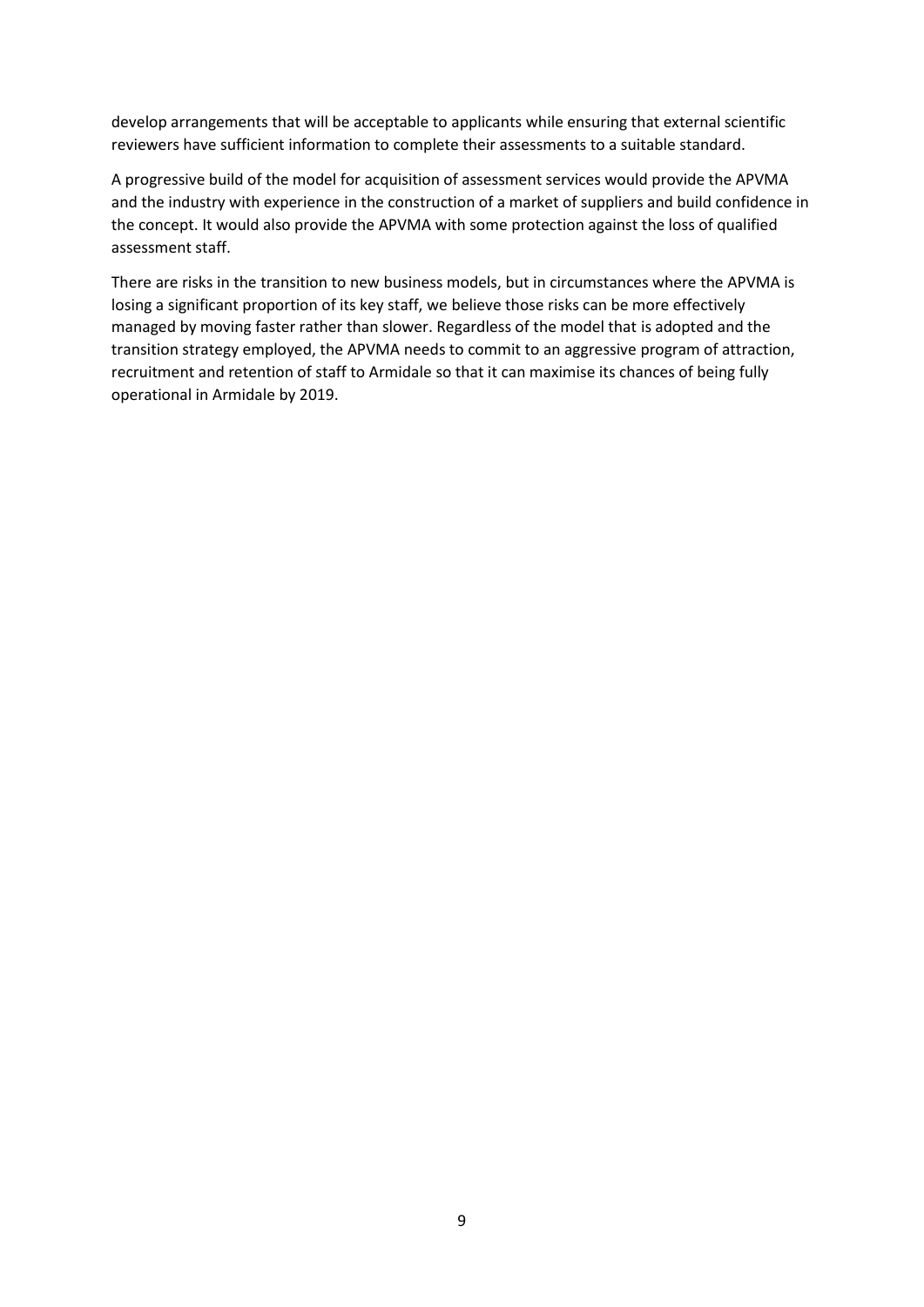develop arrangements that will be acceptable to applicants while ensuring that external scientific reviewers have sufficient information to complete their assessments to a suitable standard.

A progressive build of the model for acquisition of assessment services would provide the APVMA and the industry with experience in the construction of a market of suppliers and build confidence in the concept. It would also provide the APVMA with some protection against the loss of qualified assessment staff.

There are risks in the transition to new business models, but in circumstances where the APVMA is losing a significant proportion of its key staff, we believe those risks can be more effectively managed by moving faster rather than slower. Regardless of the model that is adopted and the transition strategy employed, the APVMA needs to commit to an aggressive program of attraction, recruitment and retention of staff to Armidale so that it can maximise its chances of being fully operational in Armidale by 2019.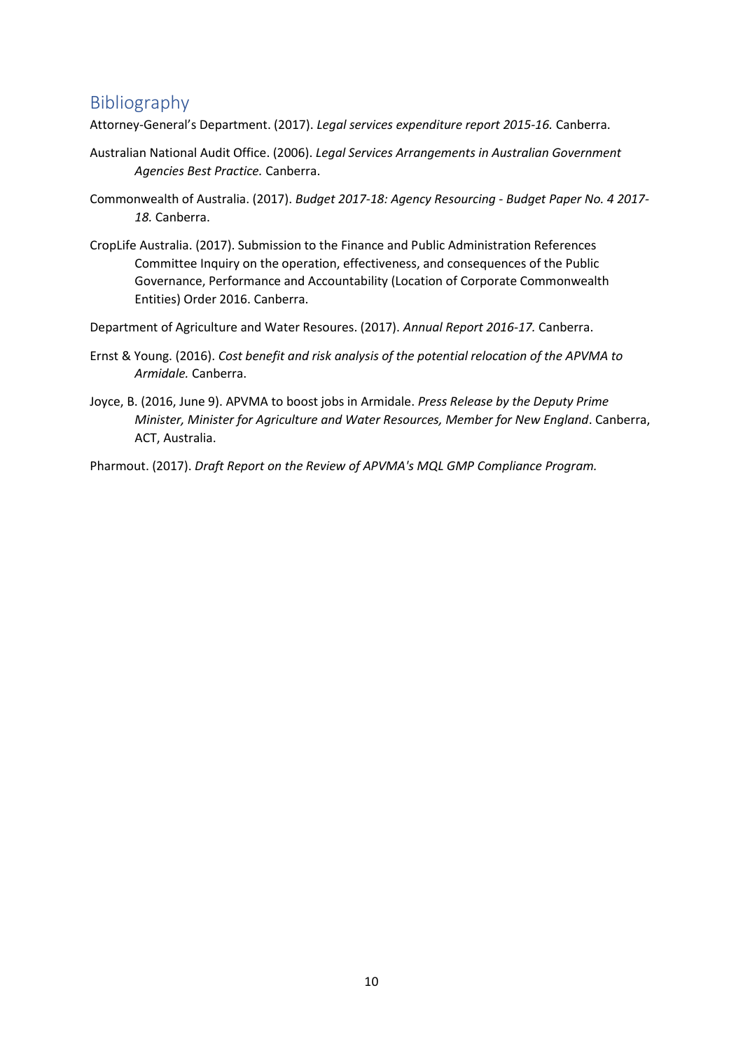## Bibliography

Attorney-General's Department. (2017). *Legal services expenditure report 2015-16.* Canberra.

Australian National Audit Office. (2006). *Legal Services Arrangements in Australian Government Agencies Best Practice.* Canberra.

Commonwealth of Australia. (2017). *Budget 2017-18: Agency Resourcing - Budget Paper No. 4 2017-18.* Canberra.

CropLife Australia. (2017). Submission to the Finance and Public Administration References Committee Inquiry on the operation, effectiveness, and consequences of the Public Governance, Performance and Accountability (Location of Corporate Commonwealth Entities) Order 2016. Canberra.

Department of Agriculture and Water Resoures. (2017). *Annual Report 2016-17.* Canberra.

Ernst & Young. (2016). *Cost benefit and risk analysis of the potential relocation of the APVMA to Armidale.* Canberra.

Joyce, B. (2016, June 9). APVMA to boost jobs in Armidale. *Press Release by the Deputy Prime Minister, Minister for Agriculture and Water Resources, Member for New England*. Canberra, ACT, Australia.

Pharmout. (2017). *Draft Report on the Review of APVMA's MQL GMP Compliance Program.*